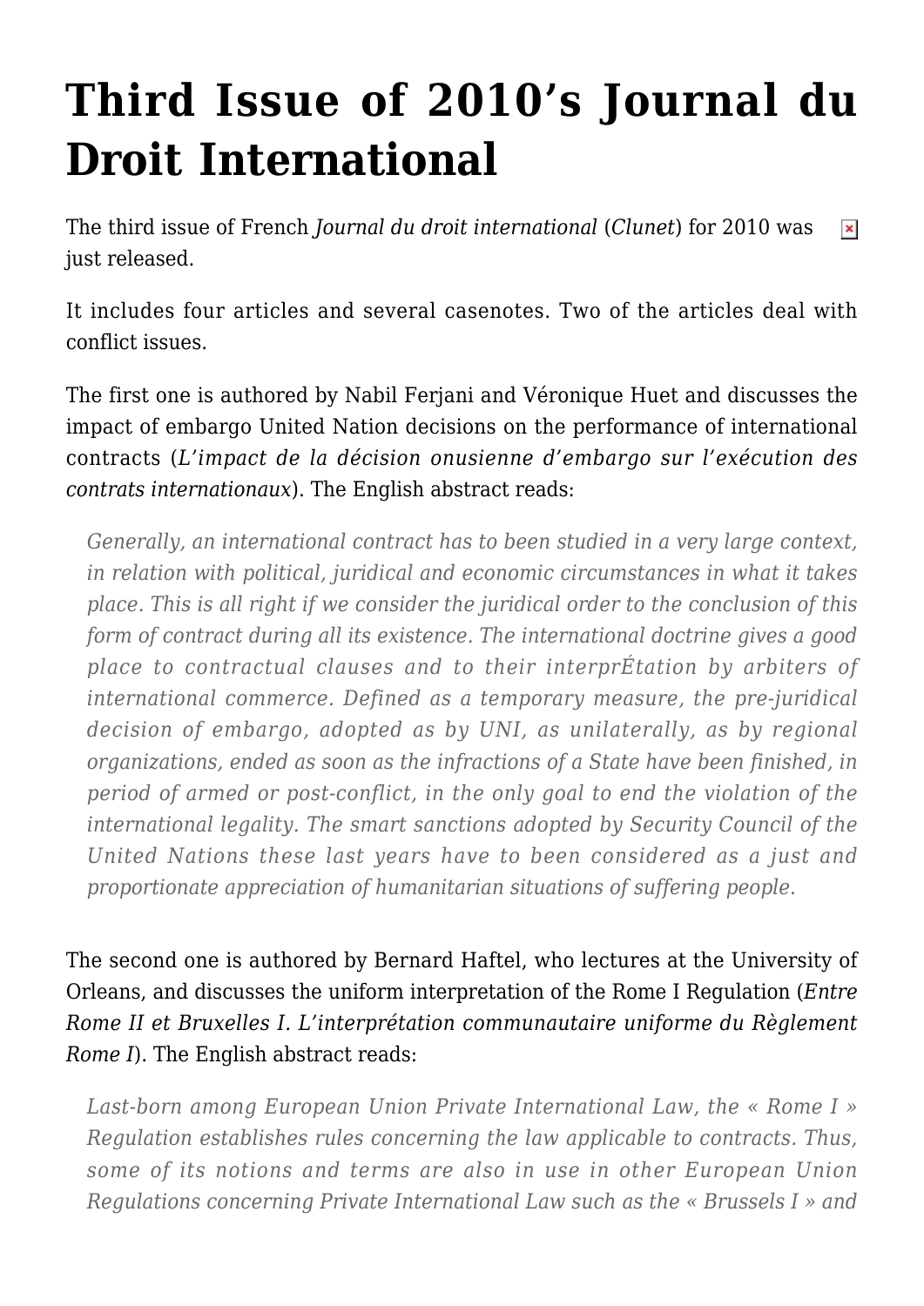# Third Issue of 2010's Journal du Droit International

The third issue of French *Journal du droit international* (*Clunet*) for 2010 was just released.

It includes four articles and several casenotes. Two of the articles deal with conflict issues.

The first one is authored by Nabil Ferjani and Véronique Huet and discusses the impact of embargo United Nation decisions on the performance of international contracts (*L'impact de la décision onusienne d'embargo sur l'exécution des contrats internationaux*). The English abstract reads:

> *Generally, an international contract has to been studied in a very large context, in relation with political, juridical and economic circumstances in what it takes place. This is all right if we consider the juridical order to the conclusion of this form of contract during all its existence. The international doctrine gives a good place to contractual clauses and to their interprÉtation by arbiters of international commerce. Defined as a temporary measure, the pre-juridical decision of embargo, adopted as by UNI, as unilaterally, as by regional organizations, ended as soon as the infractions of a State have been finished, in period of armed or post-conflict, in the only goal to end the violation of the international legality. The smart sanctions adopted by Security Council of the United Nations these last years have to been considered as a just and proportionate appreciation of humanitarian situations of suffering people.*

The second one is authored by Bernard Haftel, who lectures at the University of Orleans, and discusses the uniform interpretation of the Rome I Regulation (*Entre Rome II et Bruxelles I. L'interprétation communautaire uniforme du Règlement Rome I*). The English abstract reads:

> *Last-born among European Union Private International Law, the « Rome I » Regulation establishes rules concerning the law applicable to contracts. Thus, some of its notions and terms are also in use in other European Union Regulations concerning Private International Law such as the « Brussels I » and*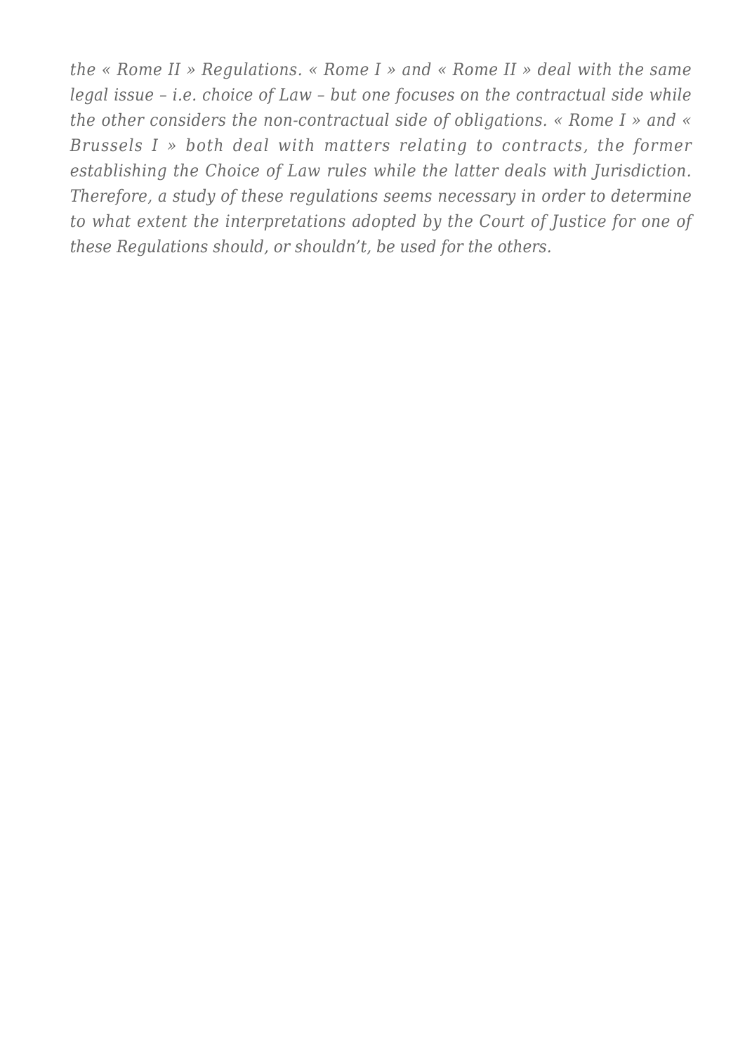*the « Rome II » Regulations. « Rome I » and « Rome II » deal with the same legal issue – i.e. choice of Law – but one focuses on the contractual side while the other considers the non-contractual side of obligations. « Rome I » and « Brussels I » both deal with matters relating to contracts, the former establishing the Choice of Law rules while the latter deals with Jurisdiction. Therefore, a study of these regulations seems necessary in order to determine to what extent the interpretations adopted by the Court of Justice for one of these Regulations should, or shouldn't, be used for the others.*